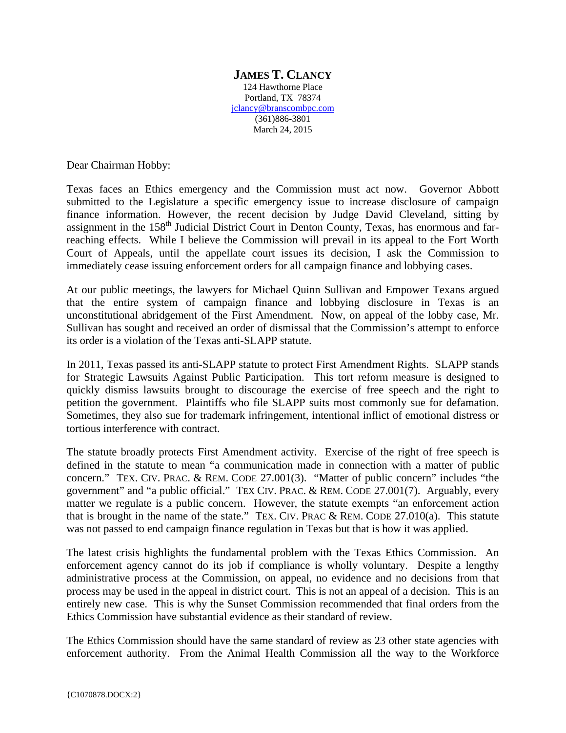**JAMES T. CLANCY**
124 Hawthorne Place
Portland, TX 78374
jclancy@branscombpc.com
(361)886-3801
March 24, 2015

Dear Chairman Hobby:

Texas faces an Ethics emergency and the Commission must act now. Governor Abbott submitted to the Legislature a specific emergency issue to increase disclosure of campaign finance information. However, the recent decision by Judge David Cleveland, sitting by assignment in the 158th Judicial District Court in Denton County, Texas, has enormous and far-reaching effects. While I believe the Commission will prevail in its appeal to the Fort Worth Court of Appeals, until the appellate court issues its decision, I ask the Commission to immediately cease issuing enforcement orders for all campaign finance and lobbying cases.

At our public meetings, the lawyers for Michael Quinn Sullivan and Empower Texans argued that the entire system of campaign finance and lobbying disclosure in Texas is an unconstitutional abridgement of the First Amendment. Now, on appeal of the lobby case, Mr. Sullivan has sought and received an order of dismissal that the Commission's attempt to enforce its order is a violation of the Texas anti-SLAPP statute.

In 2011, Texas passed its anti-SLAPP statute to protect First Amendment Rights. SLAPP stands for Strategic Lawsuits Against Public Participation. This tort reform measure is designed to quickly dismiss lawsuits brought to discourage the exercise of free speech and the right to petition the government. Plaintiffs who file SLAPP suits most commonly sue for defamation. Sometimes, they also sue for trademark infringement, intentional inflict of emotional distress or tortious interference with contract.

The statute broadly protects First Amendment activity. Exercise of the right of free speech is defined in the statute to mean "a communication made in connection with a matter of public concern." TEX. CIV. PRAC. & REM. CODE 27.001(3). "Matter of public concern" includes "the government" and "a public official." TEX CIV. PRAC. & REM. CODE 27.001(7). Arguably, every matter we regulate is a public concern. However, the statute exempts "an enforcement action that is brought in the name of the state." TEX. CIV. PRAC & REM. CODE 27.010(a). This statute was not passed to end campaign finance regulation in Texas but that is how it was applied.

The latest crisis highlights the fundamental problem with the Texas Ethics Commission. An enforcement agency cannot do its job if compliance is wholly voluntary. Despite a lengthy administrative process at the Commission, on appeal, no evidence and no decisions from that process may be used in the appeal in district court. This is not an appeal of a decision. This is an entirely new case. This is why the Sunset Commission recommended that final orders from the Ethics Commission have substantial evidence as their standard of review.

The Ethics Commission should have the same standard of review as 23 other state agencies with enforcement authority. From the Animal Health Commission all the way to the Workforce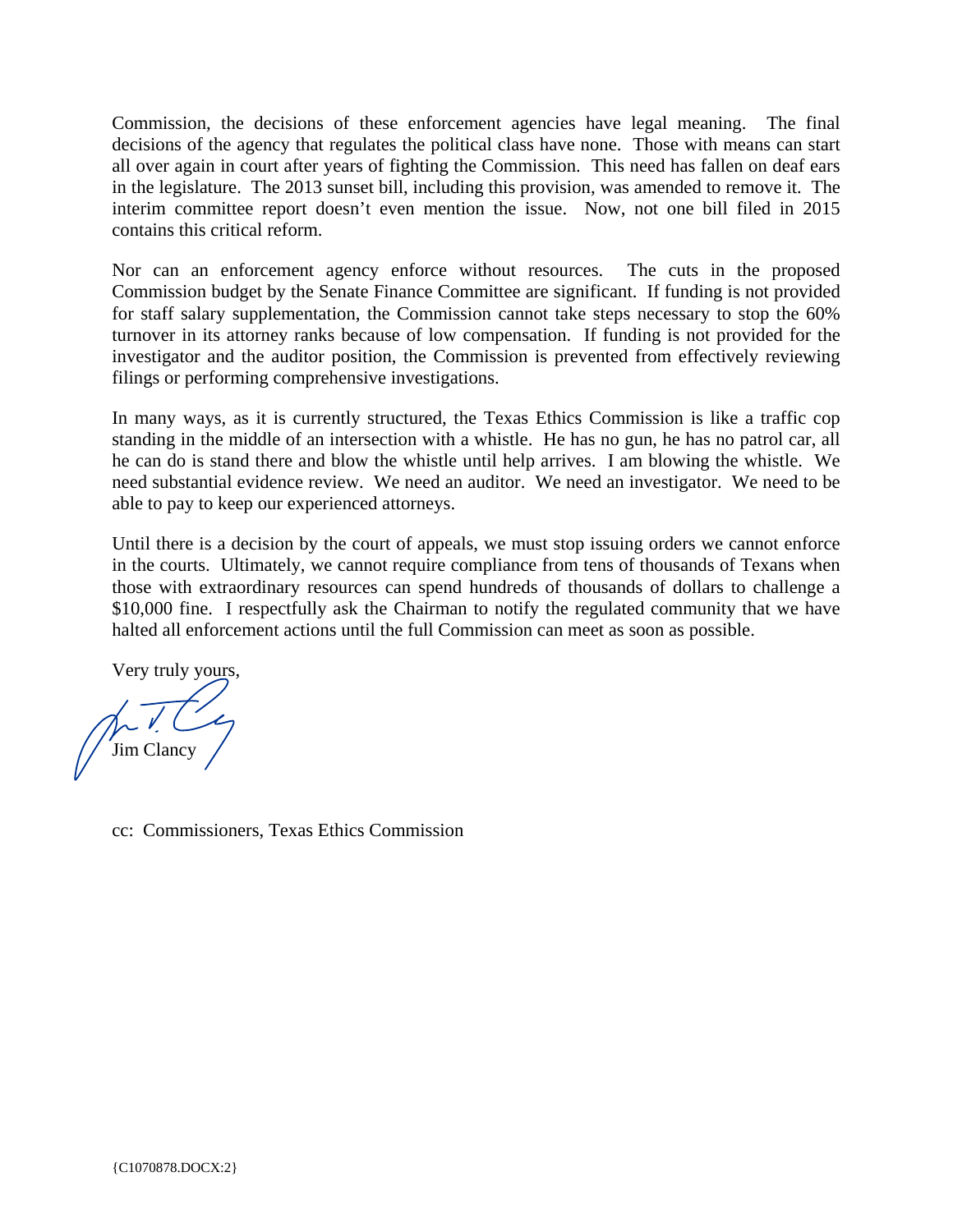Commission, the decisions of these enforcement agencies have legal meaning. The final decisions of the agency that regulates the political class have none. Those with means can start all over again in court after years of fighting the Commission. This need has fallen on deaf ears in the legislature. The 2013 sunset bill, including this provision, was amended to remove it. The interim committee report doesn't even mention the issue. Now, not one bill filed in 2015 contains this critical reform.

Nor can an enforcement agency enforce without resources. The cuts in the proposed Commission budget by the Senate Finance Committee are significant. If funding is not provided for staff salary supplementation, the Commission cannot take steps necessary to stop the 60% turnover in its attorney ranks because of low compensation. If funding is not provided for the investigator and the auditor position, the Commission is prevented from effectively reviewing filings or performing comprehensive investigations.

In many ways, as it is currently structured, the Texas Ethics Commission is like a traffic cop standing in the middle of an intersection with a whistle. He has no gun, he has no patrol car, all he can do is stand there and blow the whistle until help arrives. I am blowing the whistle. We need substantial evidence review. We need an auditor. We need an investigator. We need to be able to pay to keep our experienced attorneys.

Until there is a decision by the court of appeals, we must stop issuing orders we cannot enforce in the courts. Ultimately, we cannot require compliance from tens of thousands of Texans when those with extraordinary resources can spend hundreds of thousands of dollars to challenge a $10,000 fine. I respectfully ask the Chairman to notify the regulated community that we have halted all enforcement actions until the full Commission can meet as soon as possible.

Very truly yours,

Jim Clancy

cc: Commissioners, Texas Ethics Commission

{C1070878.DOCX:2}